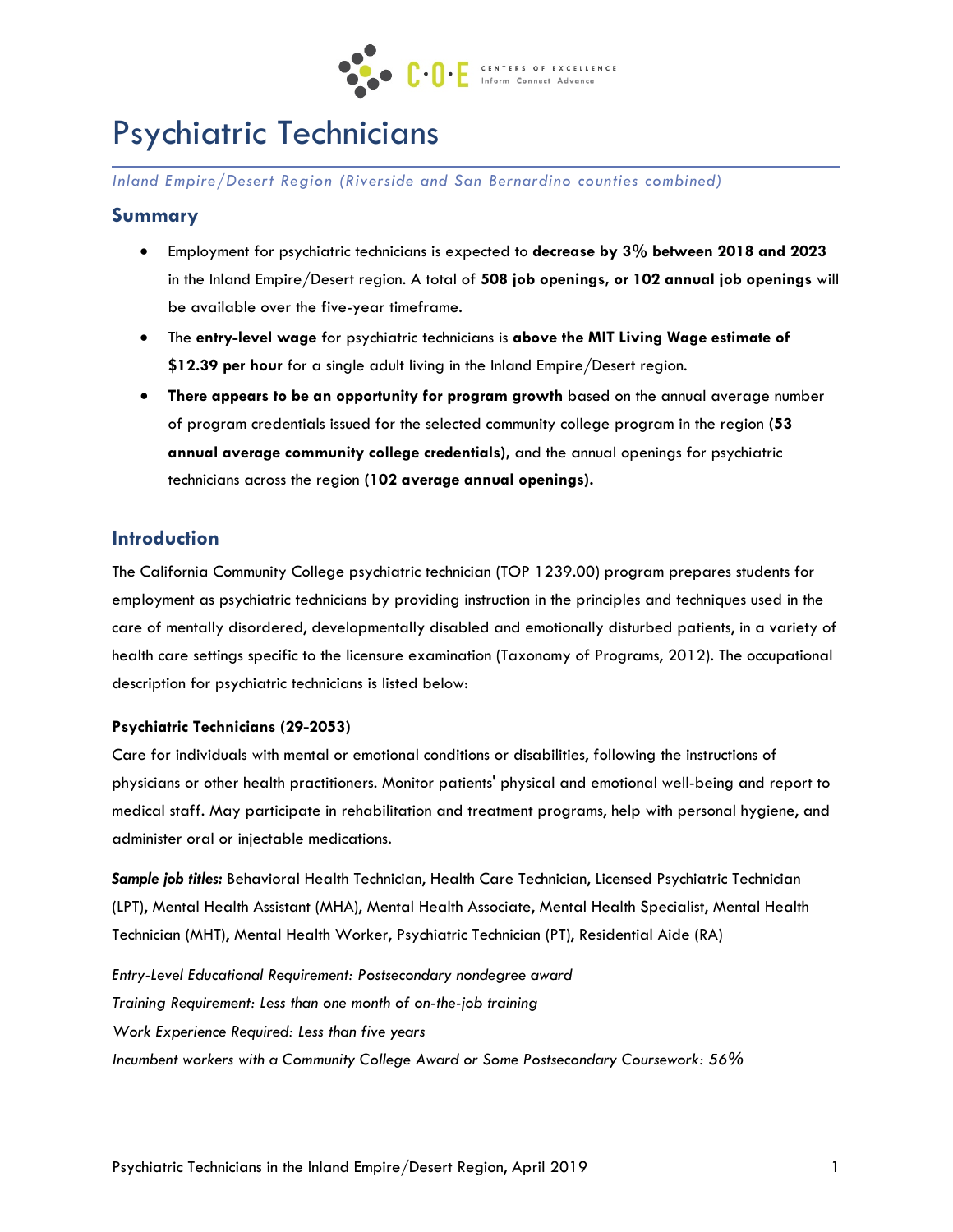# Psychiatric Technicians

*Inland Empire/Desert Region (Riverside and San Bernardino counties combined)*

## Summary

- Employment for psychiatric technicians is expected to **decrease by 3% between 2018 and 2023** in the Inland Empire/Desert region. A total of **508 job openings, or 102 annual job openings** will be available over the five-year timeframe.
- The **entry-level wage** for psychiatric technicians is **above the MIT Living Wage estimate of $12.39 per hour** for a single adult living in the Inland Empire/Desert region.
- **There appears to be an opportunity for program growth** based on the annual average number of program credentials issued for the selected community college program in the region **(53 annual average community college credentials),** and the annual openings for psychiatric technicians across the region **(102 average annual openings).**

## Introduction

The California Community College psychiatric technician (TOP 1239.00) program prepares students for employment as psychiatric technicians by providing instruction in the principles and techniques used in the care of mentally disordered, developmentally disabled and emotionally disturbed patients, in a variety of health care settings specific to the licensure examination (Taxonomy of Programs, 2012). The occupational description for psychiatric technicians is listed below:

**Psychiatric Technicians (29-2053)**

Care for individuals with mental or emotional conditions or disabilities, following the instructions of physicians or other health practitioners. Monitor patients' physical and emotional well-being and report to medical staff. May participate in rehabilitation and treatment programs, help with personal hygiene, and administer oral or injectable medications.

***Sample job titles:*** Behavioral Health Technician, Health Care Technician, Licensed Psychiatric Technician (LPT), Mental Health Assistant (MHA), Mental Health Associate, Mental Health Specialist, Mental Health Technician (MHT), Mental Health Worker, Psychiatric Technician (PT), Residential Aide (RA)

*Entry-Level Educational Requirement: Postsecondary nondegree award*
*Training Requirement: Less than one month of on-the-job training*
*Work Experience Required: Less than five years*
*Incumbent workers with a Community College Award or Some Postsecondary Coursework: 56%*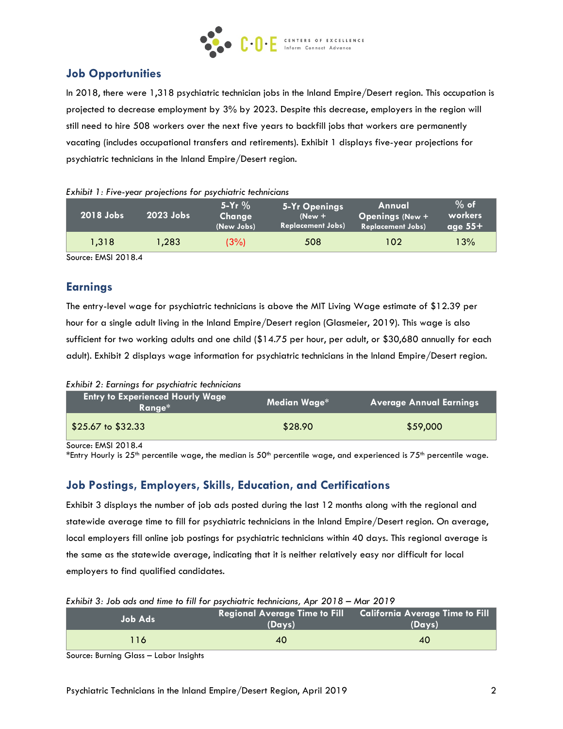## Job Opportunities

In 2018, there were 1,318 psychiatric technician jobs in the Inland Empire/Desert region. This occupation is projected to decrease employment by 3% by 2023. Despite this decrease, employers in the region will still need to hire 508 workers over the next five years to backfill jobs that workers are permanently vacating (includes occupational transfers and retirements). Exhibit 1 displays five-year projections for psychiatric technicians in the Inland Empire/Desert region.

*Exhibit 1: Five-year projections for psychiatric technicians*

| 2018 Jobs | 2023 Jobs | 5-Yr % Change (New Jobs) | 5-Yr Openings (New + Replacement Jobs) | Annual Openings (New + Replacement Jobs) | % of workers age 55+ |
|---|---|---|---|---|---|
| 1,318 | 1,283 | (3%) | 508 | 102 | 13% |

Source: EMSI 2018.4

## Earnings

The entry-level wage for psychiatric technicians is above the MIT Living Wage estimate of $12.39 per hour for a single adult living in the Inland Empire/Desert region (Glasmeier, 2019). This wage is also sufficient for two working adults and one child ($14.75 per hour, per adult, or $30,680 annually for each adult). Exhibit 2 displays wage information for psychiatric technicians in the Inland Empire/Desert region.

*Exhibit 2: Earnings for psychiatric technicians*

| Entry to Experienced Hourly Wage Range* | Median Wage* | Average Annual Earnings |
|---|---|---|
| $25.67 to $32.33 | $28.90 | $59,000 |

Source: EMSI 2018.4

*Entry Hourly is 25th percentile wage, the median is 50th percentile wage, and experienced is 75th percentile wage.

## Job Postings, Employers, Skills, Education, and Certifications

Exhibit 3 displays the number of job ads posted during the last 12 months along with the regional and statewide average time to fill for psychiatric technicians in the Inland Empire/Desert region. On average, local employers fill online job postings for psychiatric technicians within 40 days. This regional average is the same as the statewide average, indicating that it is neither relatively easy nor difficult for local employers to find qualified candidates.

*Exhibit 3: Job ads and time to fill for psychiatric technicians, Apr 2018 – Mar 2019*

| Job Ads | Regional Average Time to Fill (Days) | California Average Time to Fill (Days) |
|---|---|---|
| 116 | 40 | 40 |

Source: Burning Glass – Labor Insights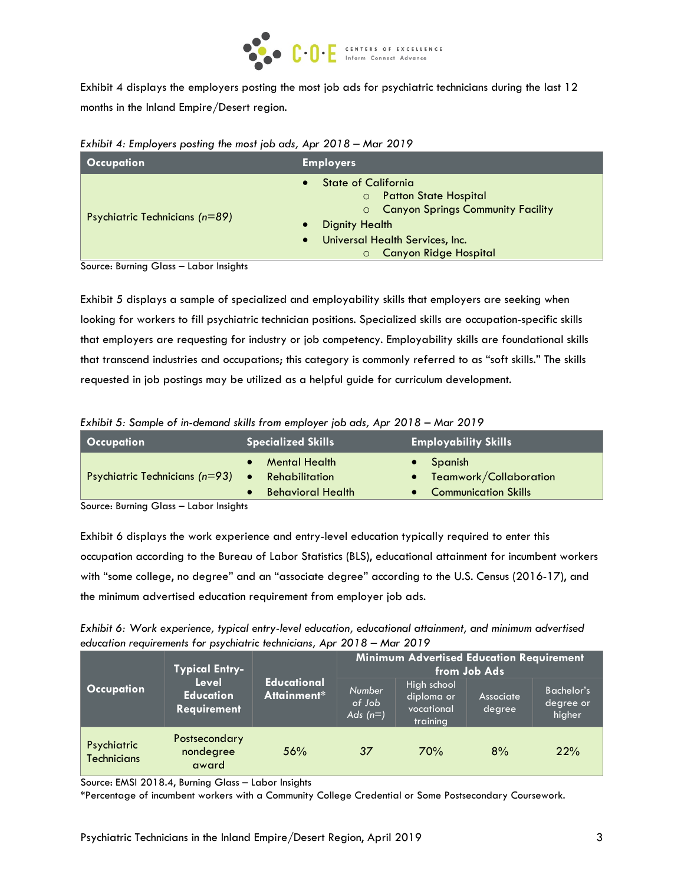Exhibit 4 displays the employers posting the most job ads for psychiatric technicians during the last 12 months in the Inland Empire/Desert region.

*Exhibit 4: Employers posting the most job ads, Apr 2018 – Mar 2019*

| Occupation | Employers |
|---|---|
| Psychiatric Technicians *(n=89)* | • State of California<br>  ○ Patton State Hospital<br>  ○ Canyon Springs Community Facility<br>• Dignity Health<br>• Universal Health Services, Inc.<br>  ○ Canyon Ridge Hospital |

Source: Burning Glass – Labor Insights

Exhibit 5 displays a sample of specialized and employability skills that employers are seeking when looking for workers to fill psychiatric technician positions. Specialized skills are occupation-specific skills that employers are requesting for industry or job competency. Employability skills are foundational skills that transcend industries and occupations; this category is commonly referred to as "soft skills." The skills requested in job postings may be utilized as a helpful guide for curriculum development.

*Exhibit 5: Sample of in-demand skills from employer job ads, Apr 2018 – Mar 2019*

| Occupation | Specialized Skills | Employability Skills |
|---|---|---|
| Psychiatric Technicians *(n=93)* | • Mental Health<br>• Rehabilitation<br>• Behavioral Health | • Spanish<br>• Teamwork/Collaboration<br>• Communication Skills |

Source: Burning Glass – Labor Insights

Exhibit 6 displays the work experience and entry-level education typically required to enter this occupation according to the Bureau of Labor Statistics (BLS), educational attainment for incumbent workers with "some college, no degree" and an "associate degree" according to the U.S. Census (2016-17), and the minimum advertised education requirement from employer job ads.

*Exhibit 6: Work experience, typical entry-level education, educational attainment, and minimum advertised education requirements for psychiatric technicians, Apr 2018 – Mar 2019*

| Occupation | Typical Entry-Level Education Requirement | Educational Attainment* | Minimum Advertised Education Requirement from Job Ads | | | |
|---|---|---|---|---|---|---|
| | | | *Number of Job Ads (n=)* | High school diploma or vocational training | Associate degree | Bachelor's degree or higher |
| Psychiatric Technicians | Postsecondary nondegree award | 56% | 37 | 70% | 8% | 22% |

Source: EMSI 2018.4, Burning Glass – Labor Insights

*Percentage of incumbent workers with a Community College Credential or Some Postsecondary Coursework.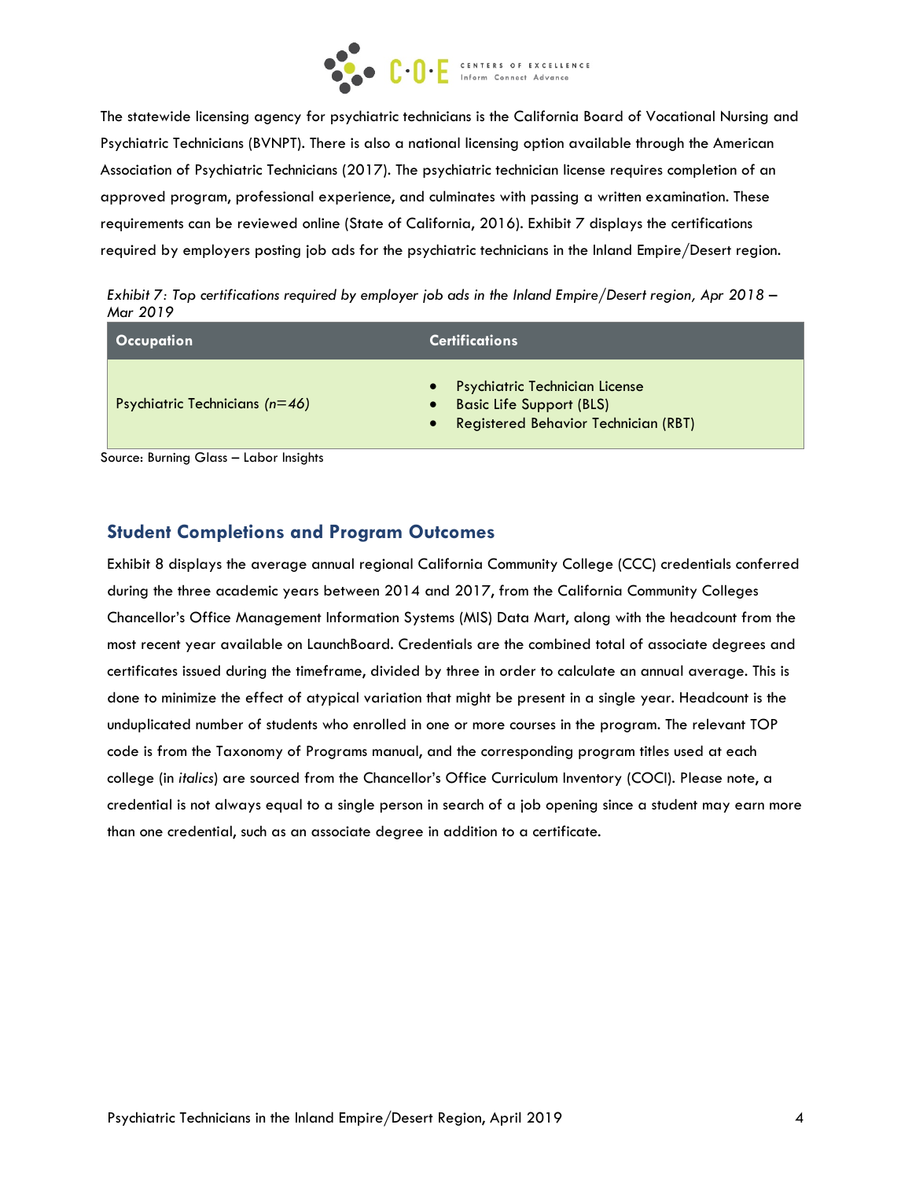The statewide licensing agency for psychiatric technicians is the California Board of Vocational Nursing and Psychiatric Technicians (BVNPT). There is also a national licensing option available through the American Association of Psychiatric Technicians (2017). The psychiatric technician license requires completion of an approved program, professional experience, and culminates with passing a written examination. These requirements can be reviewed online (State of California, 2016). Exhibit 7 displays the certifications required by employers posting job ads for the psychiatric technicians in the Inland Empire/Desert region.

*Exhibit 7: Top certifications required by employer job ads in the Inland Empire/Desert region, Apr 2018 – Mar 2019*

| Occupation | Certifications |
|---|---|
| Psychiatric Technicians *(n=46)* | • Psychiatric Technician License<br>• Basic Life Support (BLS)<br>• Registered Behavior Technician (RBT) |

Source: Burning Glass – Labor Insights

## Student Completions and Program Outcomes

Exhibit 8 displays the average annual regional California Community College (CCC) credentials conferred during the three academic years between 2014 and 2017, from the California Community Colleges Chancellor's Office Management Information Systems (MIS) Data Mart, along with the headcount from the most recent year available on LaunchBoard. Credentials are the combined total of associate degrees and certificates issued during the timeframe, divided by three in order to calculate an annual average. This is done to minimize the effect of atypical variation that might be present in a single year. Headcount is the unduplicated number of students who enrolled in one or more courses in the program. The relevant TOP code is from the Taxonomy of Programs manual, and the corresponding program titles used at each college (in *italics*) are sourced from the Chancellor's Office Curriculum Inventory (COCI). Please note, a credential is not always equal to a single person in search of a job opening since a student may earn more than one credential, such as an associate degree in addition to a certificate.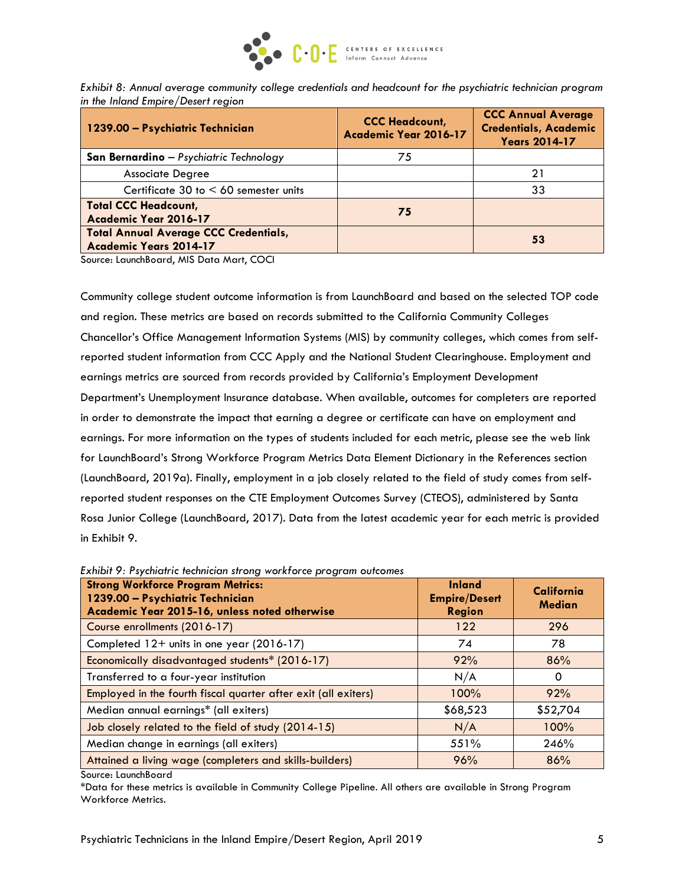*Exhibit 8: Annual average community college credentials and headcount for the psychiatric technician program in the Inland Empire/Desert region*

| **1239.00 – Psychiatric Technician** | **CCC Headcount, Academic Year 2016-17** | **CCC Annual Average Credentials, Academic Years 2014-17** |
|---|---|---|
| **San Bernardino** – *Psychiatric Technology* | 75 | |
| Associate Degree | | 21 |
| Certificate 30 to < 60 semester units | | 33 |
| **Total CCC Headcount, Academic Year 2016-17** | **75** | |
| **Total Annual Average CCC Credentials, Academic Years 2014-17** | | **53** |

Source: LaunchBoard, MIS Data Mart, COCI

Community college student outcome information is from LaunchBoard and based on the selected TOP code and region. These metrics are based on records submitted to the California Community Colleges Chancellor's Office Management Information Systems (MIS) by community colleges, which comes from self-reported student information from CCC Apply and the National Student Clearinghouse. Employment and earnings metrics are sourced from records provided by California's Employment Development Department's Unemployment Insurance database. When available, outcomes for completers are reported in order to demonstrate the impact that earning a degree or certificate can have on employment and earnings. For more information on the types of students included for each metric, please see the web link for LaunchBoard's Strong Workforce Program Metrics Data Element Dictionary in the References section (LaunchBoard, 2019a). Finally, employment in a job closely related to the field of study comes from self-reported student responses on the CTE Employment Outcomes Survey (CTEOS), administered by Santa Rosa Junior College (LaunchBoard, 2017). Data from the latest academic year for each metric is provided in Exhibit 9.

*Exhibit 9: Psychiatric technician strong workforce program outcomes*

| **Strong Workforce Program Metrics: 1239.00 – Psychiatric Technician Academic Year 2015-16, unless noted otherwise** | **Inland Empire/Desert Region** | **California Median** |
|---|---|---|
| Course enrollments (2016-17) | 122 | 296 |
| Completed 12+ units in one year (2016-17) | 74 | 78 |
| Economically disadvantaged students* (2016-17) | 92% | 86% |
| Transferred to a four-year institution | N/A | 0 |
| Employed in the fourth fiscal quarter after exit (all exiters) | 100% | 92% |
| Median annual earnings* (all exiters) | $68,523 | $52,704 |
| Job closely related to the field of study (2014-15) | N/A | 100% |
| Median change in earnings (all exiters) | 551% | 246% |
| Attained a living wage (completers and skills-builders) | 96% | 86% |

Source: LaunchBoard

*Data for these metrics is available in Community College Pipeline. All others are available in Strong Program Workforce Metrics.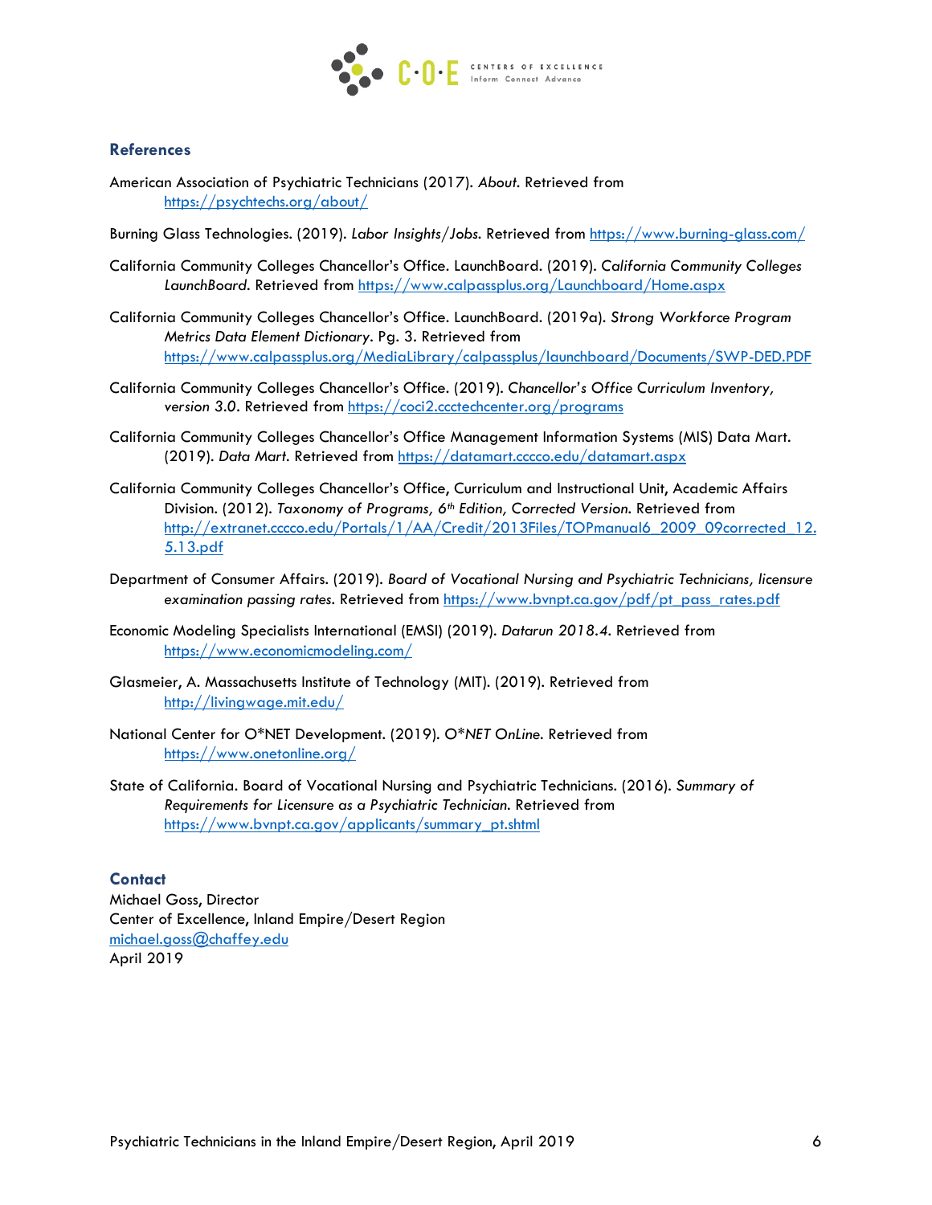## References

American Association of Psychiatric Technicians (2017). *About.* Retrieved from https://psychtechs.org/about/

Burning Glass Technologies. (2019). *Labor Insights/Jobs.* Retrieved from https://www.burning-glass.com/

California Community Colleges Chancellor's Office. LaunchBoard. (2019). *California Community Colleges LaunchBoard.* Retrieved from https://www.calpassplus.org/Launchboard/Home.aspx

California Community Colleges Chancellor's Office. LaunchBoard. (2019a). *Strong Workforce Program Metrics Data Element Dictionary*. Pg. 3. Retrieved from https://www.calpassplus.org/MediaLibrary/calpassplus/launchboard/Documents/SWP-DED.PDF

California Community Colleges Chancellor's Office. (2019). *Chancellor's Office Curriculum Inventory, version 3.0*. Retrieved from https://coci2.ccctechcenter.org/programs

California Community Colleges Chancellor's Office Management Information Systems (MIS) Data Mart. (2019). *Data Mart.* Retrieved from https://datamart.cccco.edu/datamart.aspx

California Community Colleges Chancellor's Office, Curriculum and Instructional Unit, Academic Affairs Division. (2012). *Taxonomy of Programs, 6th Edition, Corrected Version.* Retrieved from http://extranet.cccco.edu/Portals/1/AA/Credit/2013Files/TOPmanual6_2009_09corrected_12.5.13.pdf

Department of Consumer Affairs. (2019). *Board of Vocational Nursing and Psychiatric Technicians, licensure examination passing rates.* Retrieved from https://www.bvnpt.ca.gov/pdf/pt_pass_rates.pdf

Economic Modeling Specialists International (EMSI) (2019). *Datarun 2018.4.* Retrieved from https://www.economicmodeling.com/

Glasmeier, A. Massachusetts Institute of Technology (MIT). (2019). Retrieved from http://livingwage.mit.edu/

National Center for O*NET Development. (2019). *O*NET OnLine.* Retrieved from https://www.onetonline.org/

State of California. Board of Vocational Nursing and Psychiatric Technicians. (2016). *Summary of Requirements for Licensure as a Psychiatric Technician.* Retrieved from https://www.bvnpt.ca.gov/applicants/summary_pt.shtml

## Contact

Michael Goss, Director
Center of Excellence, Inland Empire/Desert Region
michael.goss@chaffey.edu
April 2019